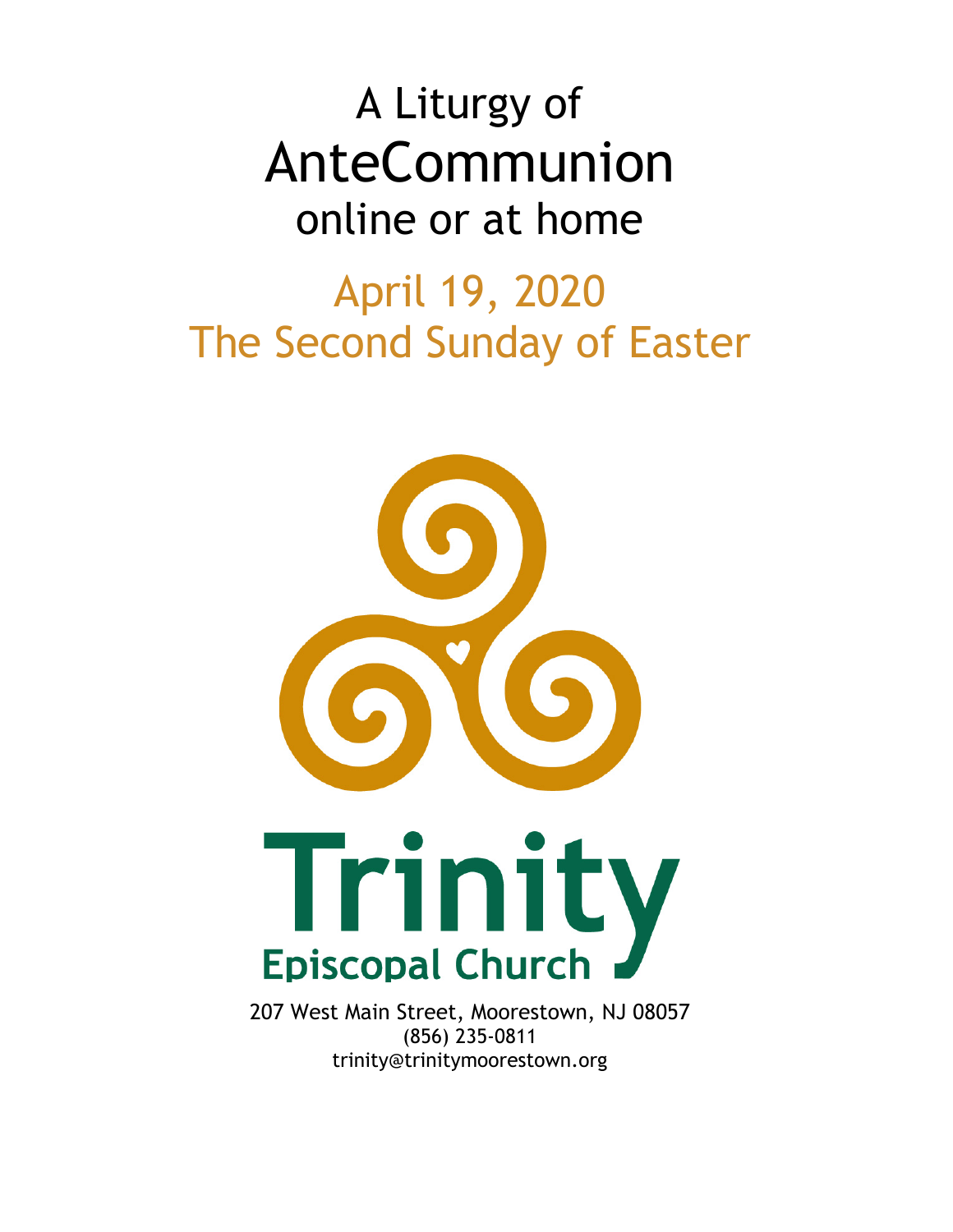# A Liturgy of AnteCommunion online or at home

## April 19, 2020
## The Second Sunday of Easter

Trinity
Episcopal Church

207 West Main Street, Moorestown, NJ 08057
(856) 235-0811
trinity@trinitymoorestown.org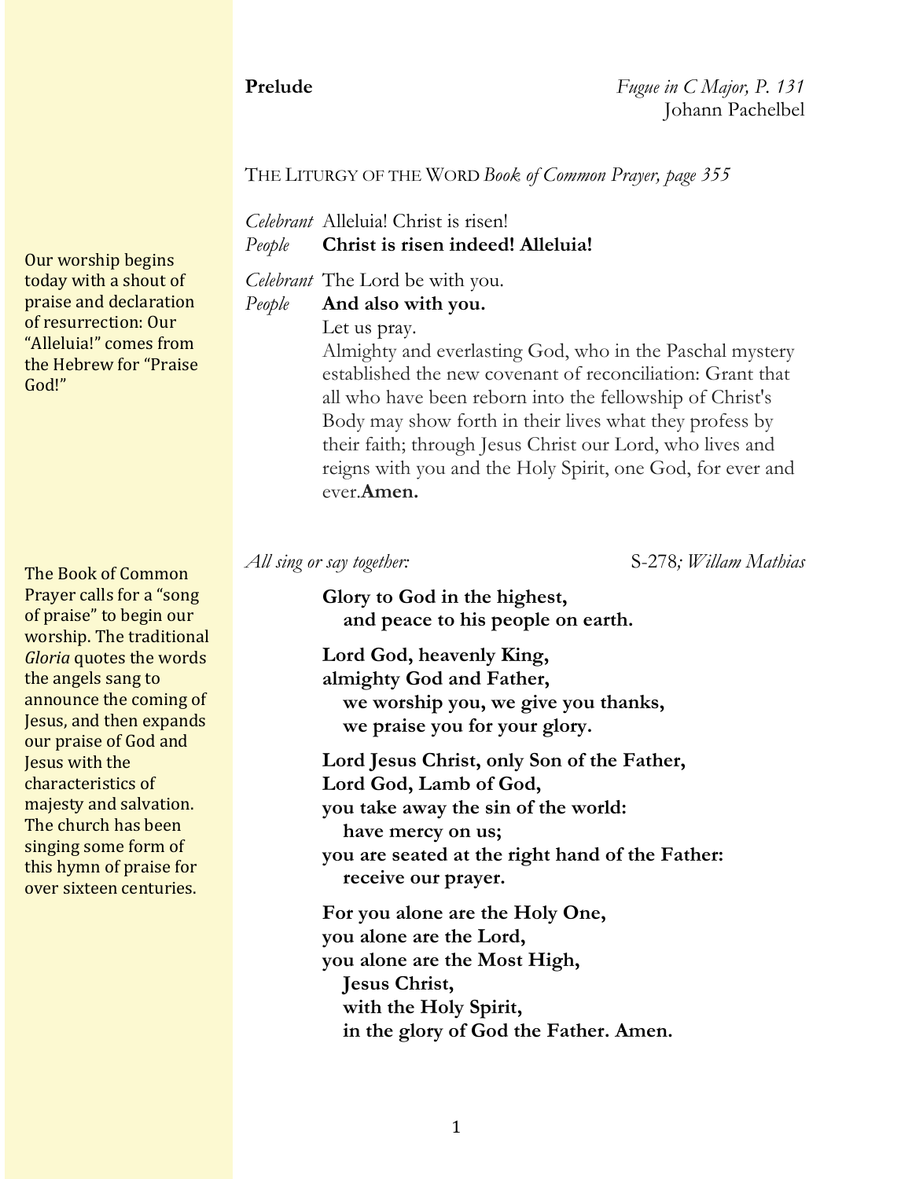**Prelude** *Fugue in C Major, P. 131*
Johann Pachelbel

THE LITURGY OF THE WORD *Book of Common Prayer, page 355*

Our worship begins today with a shout of praise and declaration of resurrection: Our "Alleluia!" comes from the Hebrew for "Praise God!"

*Celebrant* Alleluia! Christ is risen!
*People* **Christ is risen indeed! Alleluia!**

*Celebrant* The Lord be with you.
*People* **And also with you.**
Let us pray.
Almighty and everlasting God, who in the Paschal mystery established the new covenant of reconciliation: Grant that all who have been reborn into the fellowship of Christ's Body may show forth in their lives what they profess by their faith; through Jesus Christ our Lord, who lives and reigns with you and the Holy Spirit, one God, for ever and ever.**Amen.**

The Book of Common Prayer calls for a "song of praise" to begin our worship. The traditional *Gloria* quotes the words the angels sang to announce the coming of Jesus, and then expands our praise of God and Jesus with the characteristics of majesty and salvation. The church has been singing some form of this hymn of praise for over sixteen centuries.

*All sing or say together:* S-278*; Willam Mathias*

**Glory to God in the highest,**
**and peace to his people on earth.**

**Lord God, heavenly King,**
**almighty God and Father,**
**we worship you, we give you thanks,**
**we praise you for your glory.**

**Lord Jesus Christ, only Son of the Father,**
**Lord God, Lamb of God,**
**you take away the sin of the world:**
**have mercy on us;**
**you are seated at the right hand of the Father:**
**receive our prayer.**

**For you alone are the Holy One,**
**you alone are the Lord,**
**you alone are the Most High,**
**Jesus Christ,**
**with the Holy Spirit,**
**in the glory of God the Father. Amen.**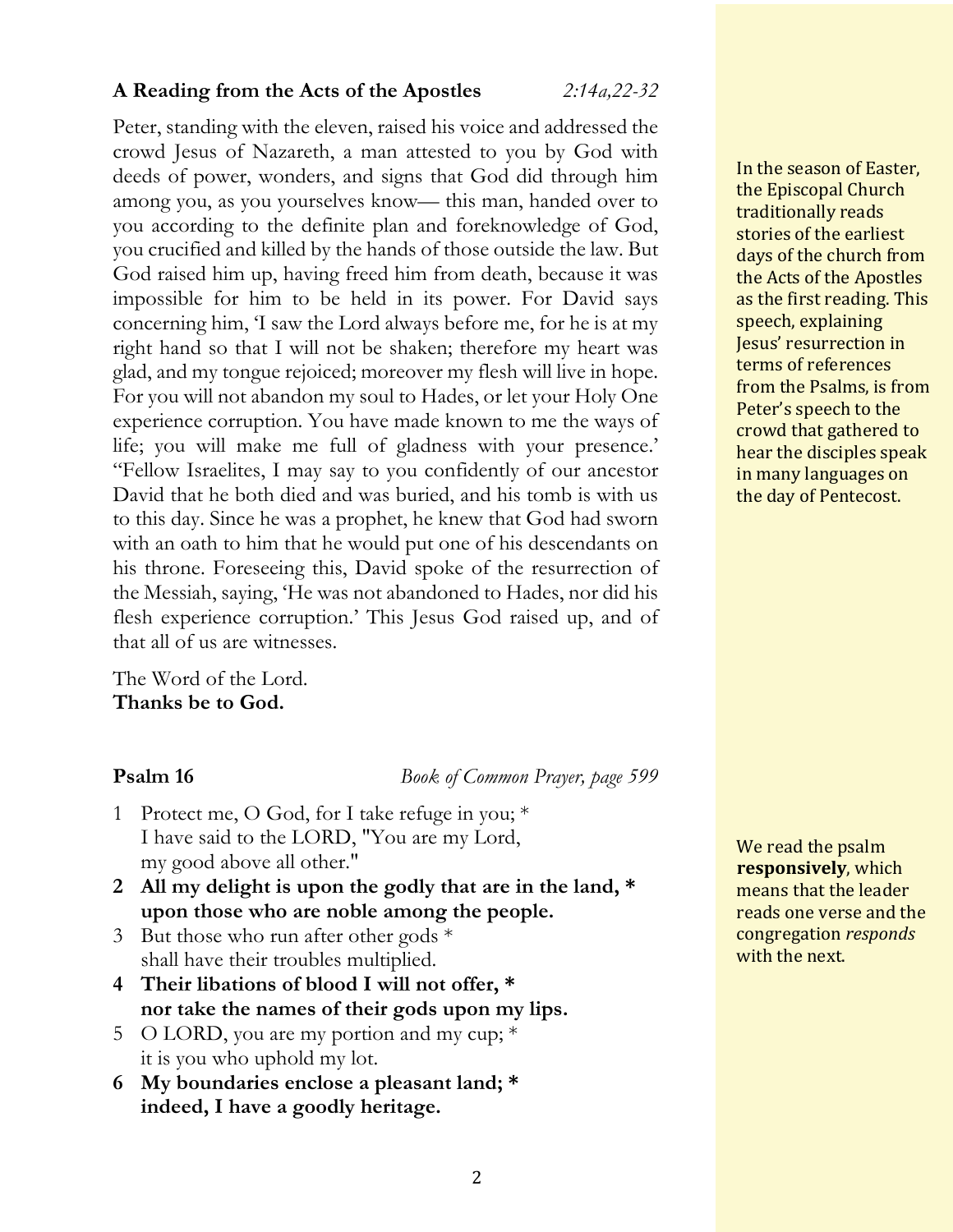**A Reading from the Acts of the Apostles** *2:14a,22-32*

Peter, standing with the eleven, raised his voice and addressed the crowd Jesus of Nazareth, a man attested to you by God with deeds of power, wonders, and signs that God did through him among you, as you yourselves know— this man, handed over to you according to the definite plan and foreknowledge of God, you crucified and killed by the hands of those outside the law. But God raised him up, having freed him from death, because it was impossible for him to be held in its power. For David says concerning him, 'I saw the Lord always before me, for he is at my right hand so that I will not be shaken; therefore my heart was glad, and my tongue rejoiced; moreover my flesh will live in hope. For you will not abandon my soul to Hades, or let your Holy One experience corruption. You have made known to me the ways of life; you will make me full of gladness with your presence.' "Fellow Israelites, I may say to you confidently of our ancestor David that he both died and was buried, and his tomb is with us to this day. Since he was a prophet, he knew that God had sworn with an oath to him that he would put one of his descendants on his throne. Foreseeing this, David spoke of the resurrection of the Messiah, saying, 'He was not abandoned to Hades, nor did his flesh experience corruption.' This Jesus God raised up, and of that all of us are witnesses.

The Word of the Lord.
**Thanks be to God.**

In the season of Easter, the Episcopal Church traditionally reads stories of the earliest days of the church from the Acts of the Apostles as the first reading. This speech, explaining Jesus' resurrection in terms of references from the Psalms, is from Peter's speech to the crowd that gathered to hear the disciples speak in many languages on the day of Pentecost.

**Psalm 16** *Book of Common Prayer, page 599*

1 Protect me, O God, for I take refuge in you; *
I have said to the LORD, "You are my Lord,
my good above all other."

**2 All my delight is upon the godly that are in the land, *
upon those who are noble among the people.**

3 But those who run after other gods *
shall have their troubles multiplied.

**4 Their libations of blood I will not offer, *
nor take the names of their gods upon my lips.**

5 O LORD, you are my portion and my cup; *
it is you who uphold my lot.

**6 My boundaries enclose a pleasant land; *
indeed, I have a goodly heritage.**

We read the psalm **responsively**, which means that the leader reads one verse and the congregation *responds* with the next.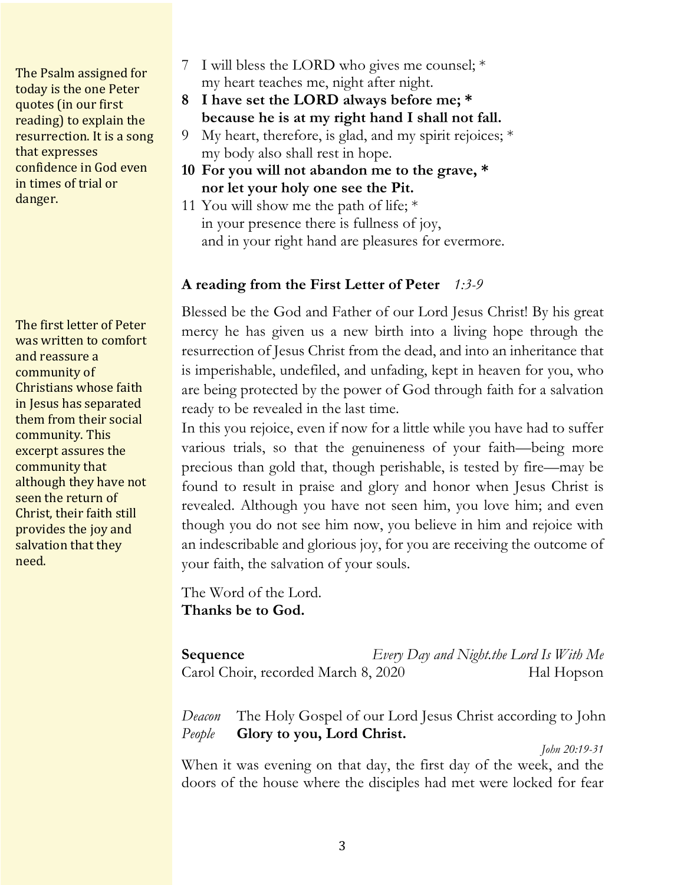The Psalm assigned for today is the one Peter quotes (in our first reading) to explain the resurrection. It is a song that expresses confidence in God even in times of trial or danger.

7 I will bless the LORD who gives me counsel; *
 my heart teaches me, night after night.

**8 I have set the LORD always before me; ***
 **because he is at my right hand I shall not fall.**

9 My heart, therefore, is glad, and my spirit rejoices; *
 my body also shall rest in hope.

**10 For you will not abandon me to the grave, ***
 **nor let your holy one see the Pit.**

11 You will show me the path of life; *
 in your presence there is fullness of joy,
 and in your right hand are pleasures for evermore.

The first letter of Peter was written to comfort and reassure a community of Christians whose faith in Jesus has separated them from their social community. This excerpt assures the community that although they have not seen the return of Christ, their faith still provides the joy and salvation that they need.

**A reading from the First Letter of Peter** *1:3-9*

Blessed be the God and Father of our Lord Jesus Christ! By his great mercy he has given us a new birth into a living hope through the resurrection of Jesus Christ from the dead, and into an inheritance that is imperishable, undefiled, and unfading, kept in heaven for you, who are being protected by the power of God through faith for a salvation ready to be revealed in the last time.

In this you rejoice, even if now for a little while you have had to suffer various trials, so that the genuineness of your faith—being more precious than gold that, though perishable, is tested by fire—may be found to result in praise and glory and honor when Jesus Christ is revealed. Although you have not seen him, you love him; and even though you do not see him now, you believe in him and rejoice with an indescribable and glorious joy, for you are receiving the outcome of your faith, the salvation of your souls.

The Word of the Lord.
**Thanks be to God.**

**Sequence** *Every Day and Night.the Lord Is With Me*
Carol Choir, recorded March 8, 2020 Hal Hopson

*Deacon* The Holy Gospel of our Lord Jesus Christ according to John
*People* **Glory to you, Lord Christ.**

*John 20:19-31*

When it was evening on that day, the first day of the week, and the doors of the house where the disciples had met were locked for fear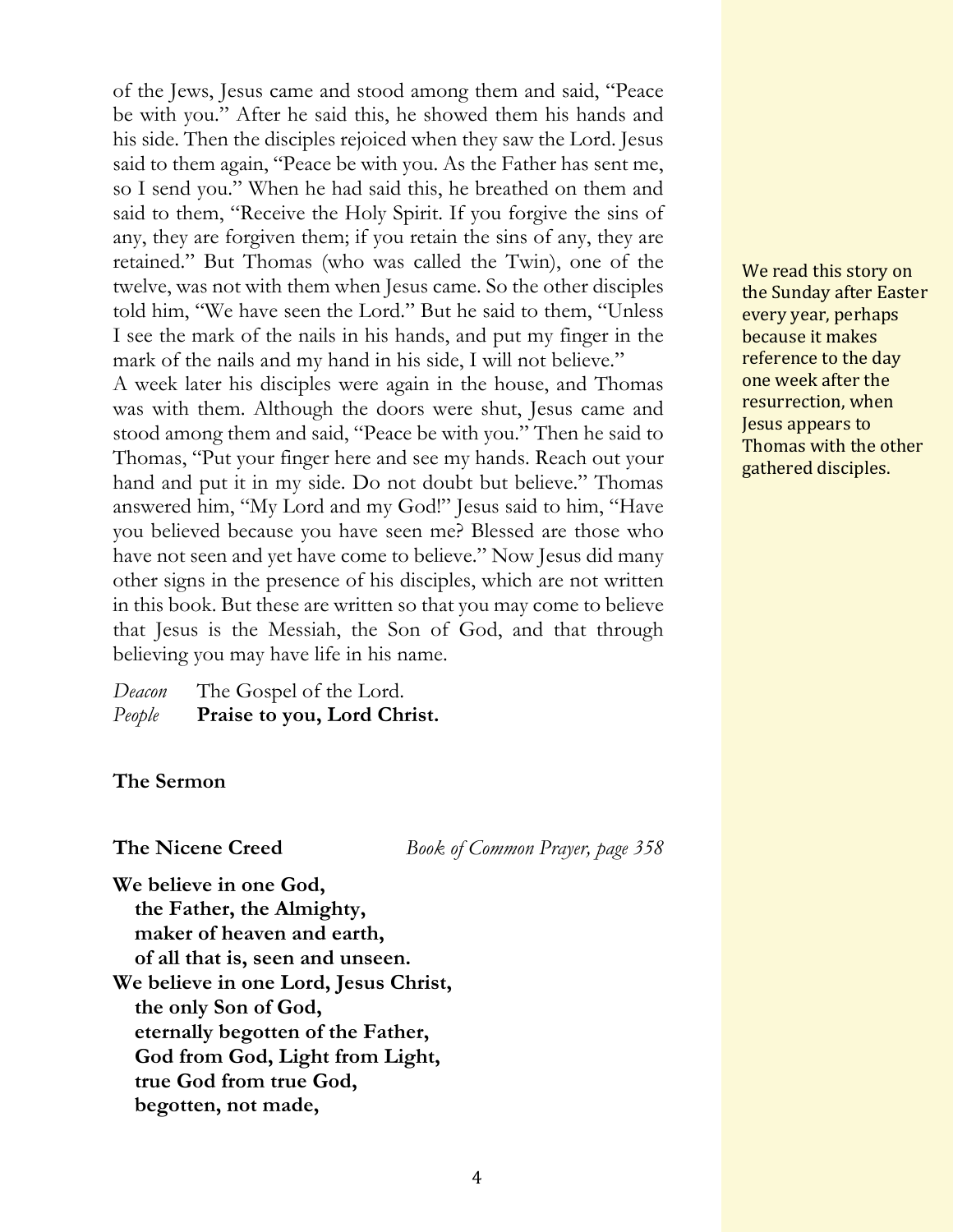of the Jews, Jesus came and stood among them and said, "Peace be with you." After he said this, he showed them his hands and his side. Then the disciples rejoiced when they saw the Lord. Jesus said to them again, "Peace be with you. As the Father has sent me, so I send you." When he had said this, he breathed on them and said to them, "Receive the Holy Spirit. If you forgive the sins of any, they are forgiven them; if you retain the sins of any, they are retained." But Thomas (who was called the Twin), one of the twelve, was not with them when Jesus came. So the other disciples told him, "We have seen the Lord." But he said to them, "Unless I see the mark of the nails in his hands, and put my finger in the mark of the nails and my hand in his side, I will not believe."
A week later his disciples were again in the house, and Thomas was with them. Although the doors were shut, Jesus came and stood among them and said, "Peace be with you." Then he said to Thomas, "Put your finger here and see my hands. Reach out your hand and put it in my side. Do not doubt but believe." Thomas answered him, "My Lord and my God!" Jesus said to him, "Have you believed because you have seen me? Blessed are those who have not seen and yet have come to believe." Now Jesus did many other signs in the presence of his disciples, which are not written in this book. But these are written so that you may come to believe that Jesus is the Messiah, the Son of God, and that through believing you may have life in his name.

> We read this story on the Sunday after Easter every year, perhaps because it makes reference to the day one week after the resurrection, when Jesus appears to Thomas with the other gathered disciples.

*Deacon* The Gospel of the Lord.
*People* **Praise to you, Lord Christ.**

**The Sermon**

**The Nicene Creed** *Book of Common Prayer, page 358*

**We believe in one God,**
**the Father, the Almighty,**
**maker of heaven and earth,**
**of all that is, seen and unseen.**
**We believe in one Lord, Jesus Christ,**
**the only Son of God,**
**eternally begotten of the Father,**
**God from God, Light from Light,**
**true God from true God,**
**begotten, not made,**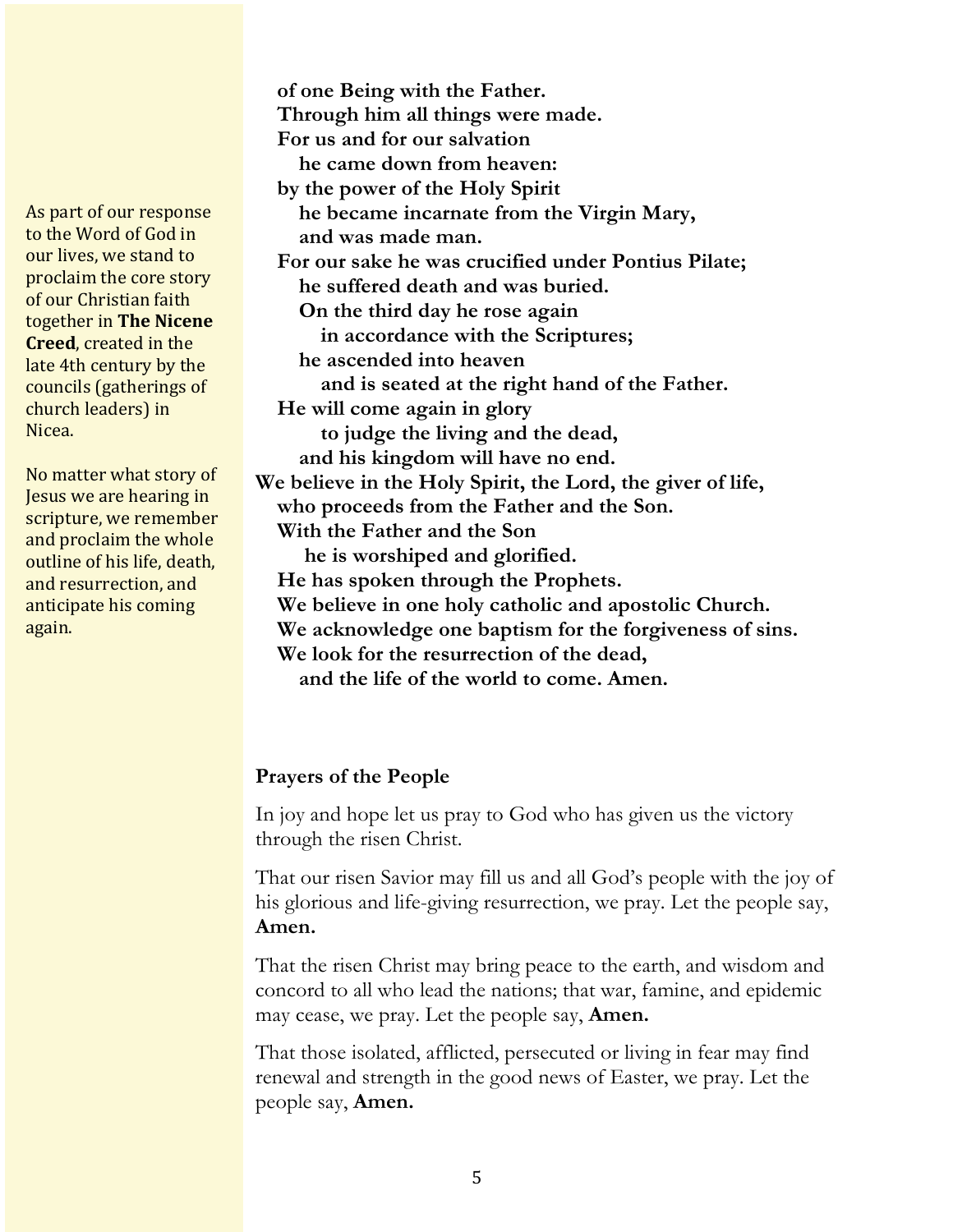As part of our response to the Word of God in our lives, we stand to proclaim the core story of our Christian faith together in **The Nicene Creed**, created in the late 4th century by the councils (gatherings of church leaders) in Nicea.

No matter what story of Jesus we are hearing in scripture, we remember and proclaim the whole outline of his life, death, and resurrection, and anticipate his coming again.

**of one Being with the Father.**
**Through him all things were made.**
**For us and for our salvation**
**he came down from heaven:**
**by the power of the Holy Spirit**
**he became incarnate from the Virgin Mary,**
**and was made man.**
**For our sake he was crucified under Pontius Pilate;**
**he suffered death and was buried.**
**On the third day he rose again**
**in accordance with the Scriptures;**
**he ascended into heaven**
**and is seated at the right hand of the Father.**
**He will come again in glory**
**to judge the living and the dead,**
**and his kingdom will have no end.**
**We believe in the Holy Spirit, the Lord, the giver of life,**
**who proceeds from the Father and the Son.**
**With the Father and the Son**
**he is worshiped and glorified.**
**He has spoken through the Prophets.**
**We believe in one holy catholic and apostolic Church.**
**We acknowledge one baptism for the forgiveness of sins.**
**We look for the resurrection of the dead,**
**and the life of the world to come. Amen.**

**Prayers of the People**

In joy and hope let us pray to God who has given us the victory through the risen Christ.

That our risen Savior may fill us and all God's people with the joy of his glorious and life-giving resurrection, we pray. Let the people say, **Amen.**

That the risen Christ may bring peace to the earth, and wisdom and concord to all who lead the nations; that war, famine, and epidemic may cease, we pray. Let the people say, **Amen.**

That those isolated, afflicted, persecuted or living in fear may find renewal and strength in the good news of Easter, we pray. Let the people say, **Amen.**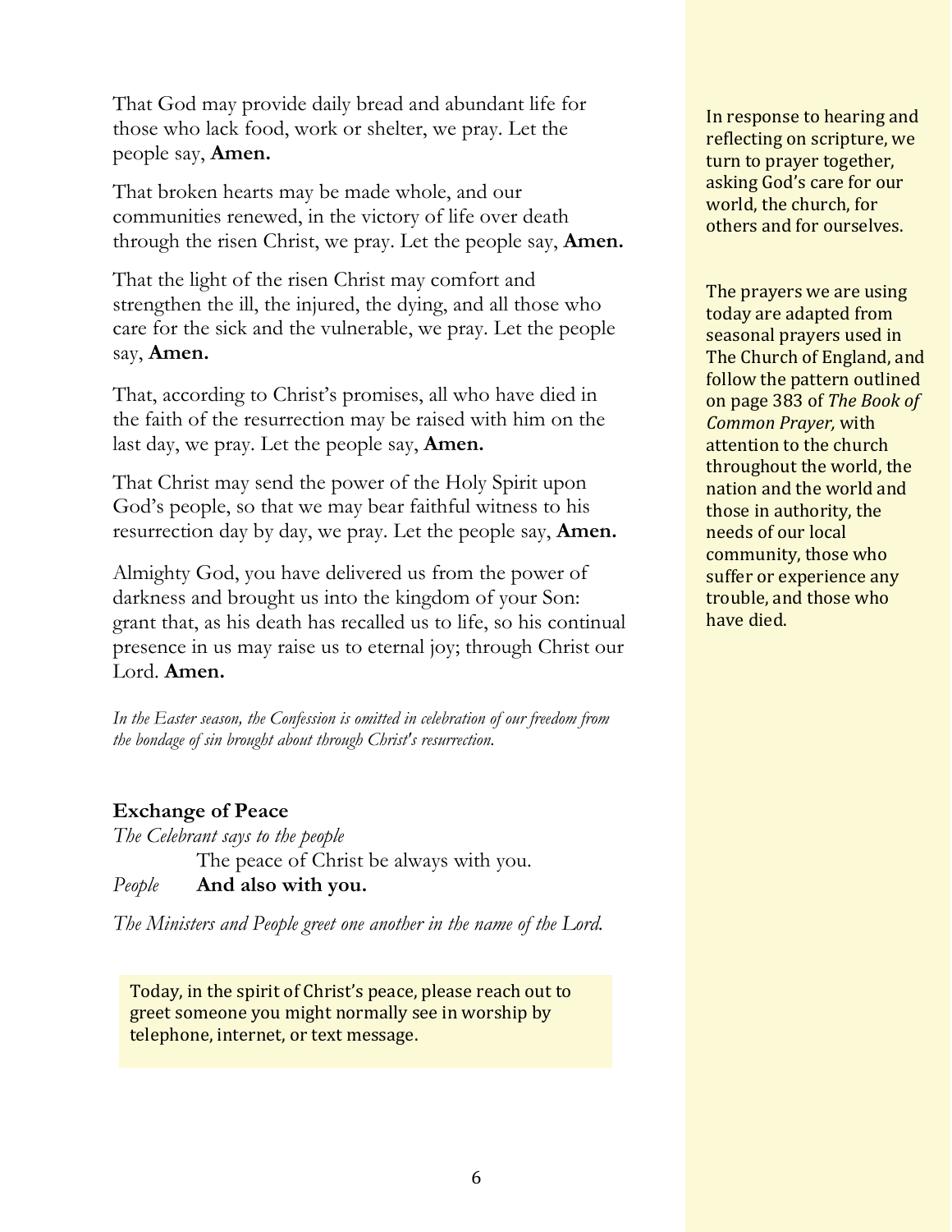That God may provide daily bread and abundant life for those who lack food, work or shelter, we pray. Let the people say, **Amen.**

That broken hearts may be made whole, and our communities renewed, in the victory of life over death through the risen Christ, we pray. Let the people say, **Amen.**

That the light of the risen Christ may comfort and strengthen the ill, the injured, the dying, and all those who care for the sick and the vulnerable, we pray. Let the people say, **Amen.**

That, according to Christ's promises, all who have died in the faith of the resurrection may be raised with him on the last day, we pray. Let the people say, **Amen.**

That Christ may send the power of the Holy Spirit upon God's people, so that we may bear faithful witness to his resurrection day by day, we pray. Let the people say, **Amen.**

Almighty God, you have delivered us from the power of darkness and brought us into the kingdom of your Son: grant that, as his death has recalled us to life, so his continual presence in us may raise us to eternal joy; through Christ our Lord. **Amen.**

*In the Easter season, the Confession is omitted in celebration of our freedom from the bondage of sin brought about through Christ's resurrection.*

In response to hearing and reflecting on scripture, we turn to prayer together, asking God's care for our world, the church, for others and for ourselves.

The prayers we are using today are adapted from seasonal prayers used in The Church of England, and follow the pattern outlined on page 383 of *The Book of Common Prayer,* with attention to the church throughout the world, the nation and the world and those in authority, the needs of our local community, those who suffer or experience any trouble, and those who have died.

### Exchange of Peace

*The Celebrant says to the people*

The peace of Christ be always with you.

*People* **And also with you.**

*The Ministers and People greet one another in the name of the Lord.*

Today, in the spirit of Christ's peace, please reach out to greet someone you might normally see in worship by telephone, internet, or text message.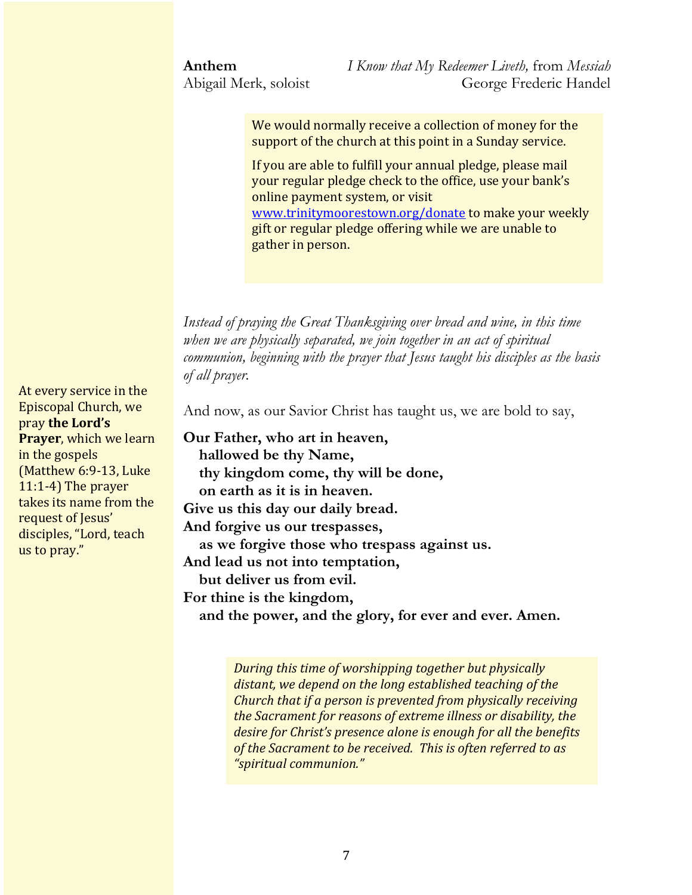**Anthem** *I Know that My Redeemer Liveth,* from *Messiah*
Abigail Merk, soloist George Frederic Handel

> We would normally receive a collection of money for the support of the church at this point in a Sunday service.
>
> If you are able to fulfill your annual pledge, please mail your regular pledge check to the office, use your bank's online payment system, or visit www.trinitymoorestown.org/donate to make your weekly gift or regular pledge offering while we are unable to gather in person.

*Instead of praying the Great Thanksgiving over bread and wine, in this time when we are physically separated, we join together in an act of spiritual communion, beginning with the prayer that Jesus taught his disciples as the basis of all prayer.*

At every service in the Episcopal Church, we pray **the Lord's Prayer**, which we learn in the gospels (Matthew 6:9-13, Luke 11:1-4) The prayer takes its name from the request of Jesus' disciples, "Lord, teach us to pray."

And now, as our Savior Christ has taught us, we are bold to say,

**Our Father, who art in heaven,**
**hallowed be thy Name,**
**thy kingdom come, thy will be done,**
**on earth as it is in heaven.**
**Give us this day our daily bread.**
**And forgive us our trespasses,**
**as we forgive those who trespass against us.**
**And lead us not into temptation,**
**but deliver us from evil.**
**For thine is the kingdom,**
**and the power, and the glory, for ever and ever. Amen.**

> *During this time of worshipping together but physically distant, we depend on the long established teaching of the Church that if a person is prevented from physically receiving the Sacrament for reasons of extreme illness or disability, the desire for Christ's presence alone is enough for all the benefits of the Sacrament to be received. This is often referred to as "spiritual communion."*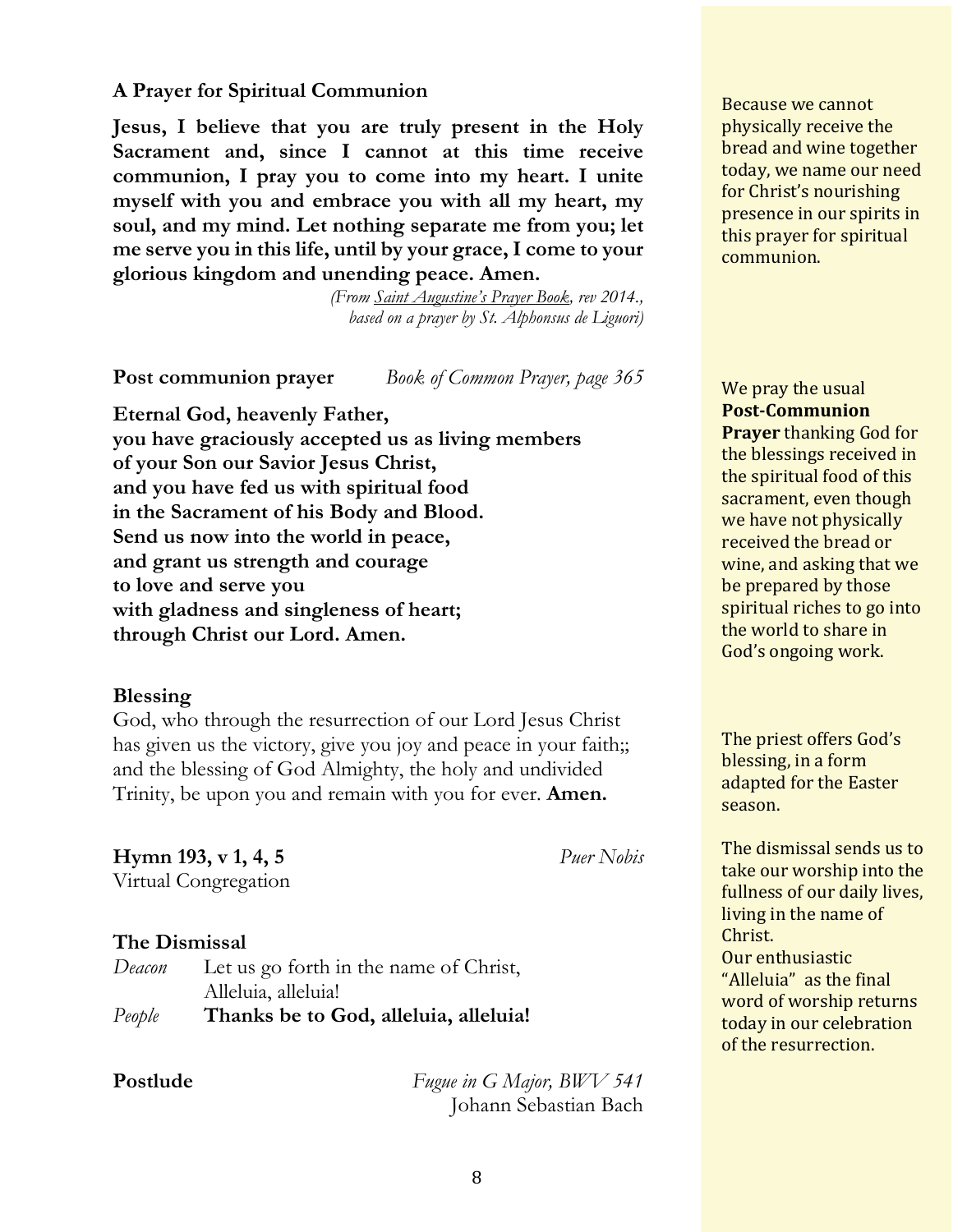**A Prayer for Spiritual Communion**

*Because we cannot physically receive the bread and wine together today, we name our need for Christ's nourishing presence in our spirits in this prayer for spiritual communion.*

**Jesus, I believe that you are truly present in the Holy Sacrament and, since I cannot at this time receive communion, I pray you to come into my heart. I unite myself with you and embrace you with all my heart, my soul, and my mind. Let nothing separate me from you; let me serve you in this life, until by your grace, I come to your glorious kingdom and unending peace. Amen.**

*(From Saint Augustine's Prayer Book, rev 2014., based on a prayer by St. Alphonsus de Liguori)*

**Post communion prayer** *Book of Common Prayer, page 365*

*We pray the usual* ***Post-Communion Prayer*** *thanking God for the blessings received in the spiritual food of this sacrament, even though we have not physically received the bread or wine, and asking that we be prepared by those spiritual riches to go into the world to share in God's ongoing work.*

**Eternal God, heavenly Father,**
**you have graciously accepted us as living members**
**of your Son our Savior Jesus Christ,**
**and you have fed us with spiritual food**
**in the Sacrament of his Body and Blood.**
**Send us now into the world in peace,**
**and grant us strength and courage**
**to love and serve you**
**with gladness and singleness of heart;**
**through Christ our Lord. Amen.**

**Blessing**

*The priest offers God's blessing, in a form adapted for the Easter season.*

God, who through the resurrection of our Lord Jesus Christ has given us the victory, give you joy and peace in your faith;; and the blessing of God Almighty, the holy and undivided Trinity, be upon you and remain with you for ever. **Amen.**

**Hymn 193, v 1, 4, 5** *Puer Nobis*
Virtual Congregation

**The Dismissal**

*The dismissal sends us to take our worship into the fullness of our daily lives, living in the name of Christ. Our enthusiastic "Alleluia" as the final word of worship returns today in our celebration of the resurrection.*

*Deacon* Let us go forth in the name of Christ, Alleluia, alleluia!
*People* **Thanks be to God, alleluia, alleluia!**

**Postlude** *Fugue in G Major, BWV 541*
Johann Sebastian Bach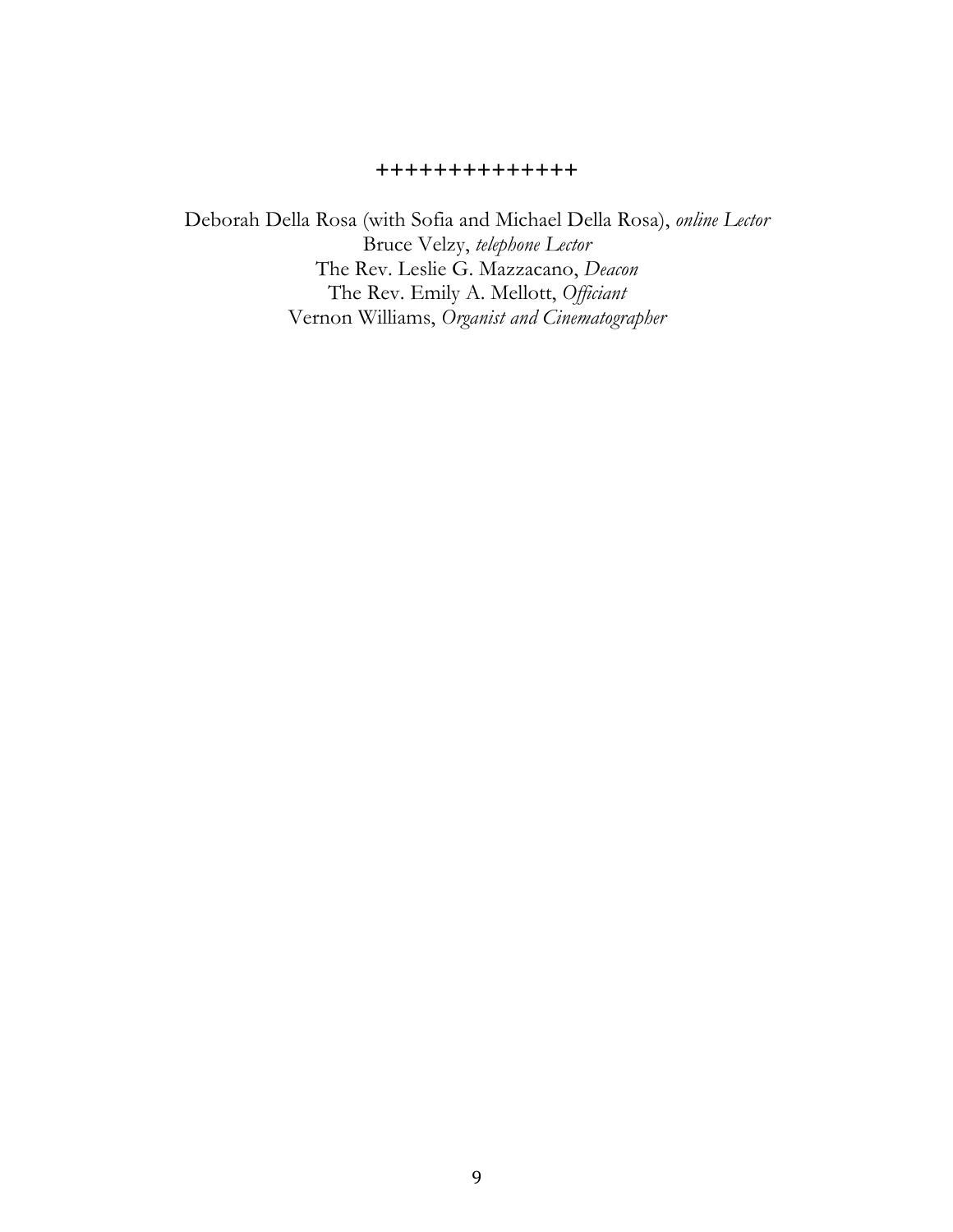++++++++++++++

Deborah Della Rosa (with Sofia and Michael Della Rosa), *online Lector*
Bruce Velzy, *telephone Lector*
The Rev. Leslie G. Mazzacano, *Deacon*
The Rev. Emily A. Mellott, *Officiant*
Vernon Williams, *Organist and Cinematographer*